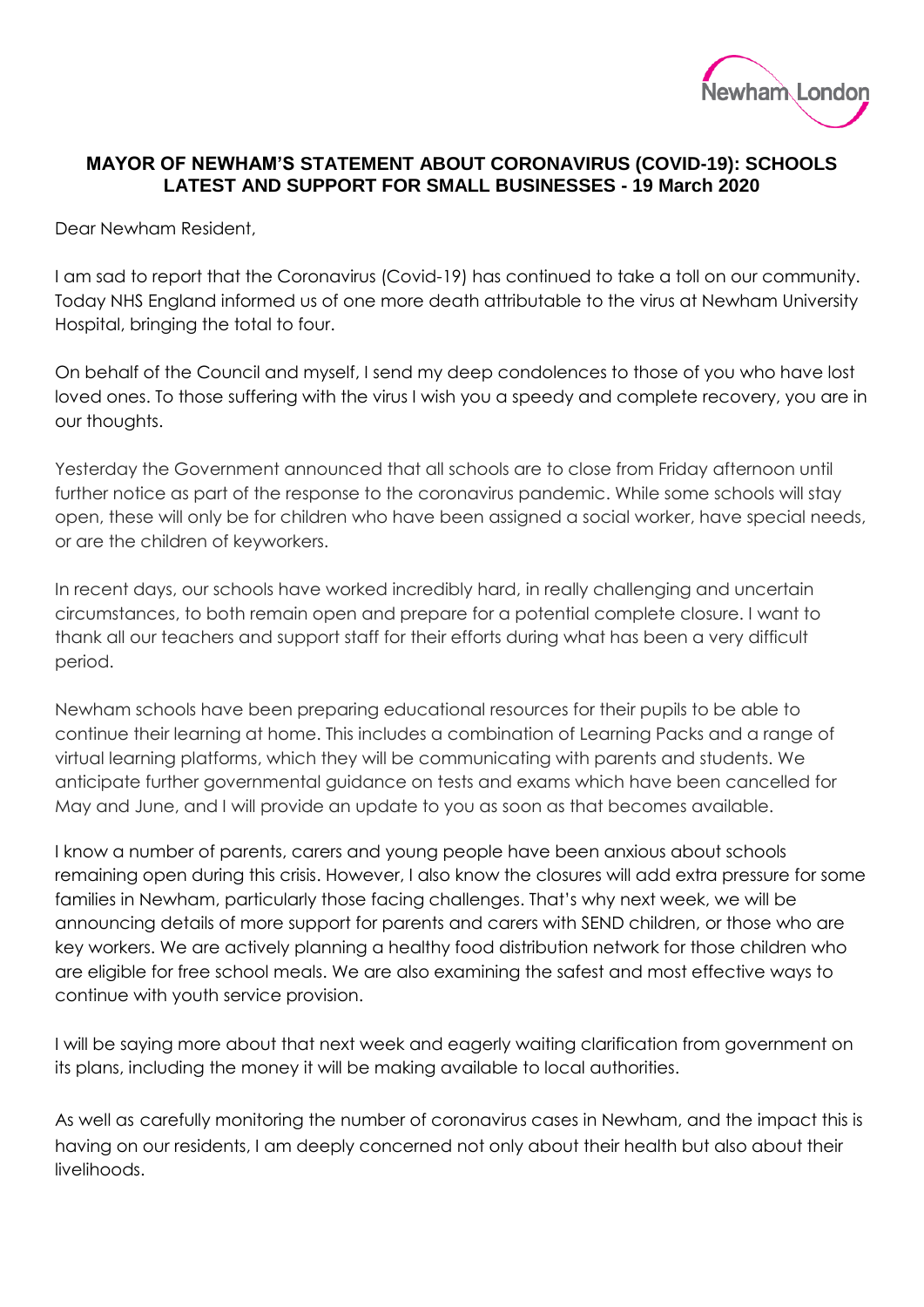Newham London

# MAYOR OF NEWHAM'S STATEMENT ABOUT CORONAVIRUS (COVID-19): SCHOOLS LATEST AND SUPPORT FOR SMALL BUSINESSES - 19 March 2020

Dear Newham Resident,

I am sad to report that the Coronavirus (Covid-19) has continued to take a toll on our community. Today NHS England informed us of one more death attributable to the virus at Newham University Hospital, bringing the total to four.

On behalf of the Council and myself, I send my deep condolences to those of you who have lost loved ones. To those suffering with the virus I wish you a speedy and complete recovery, you are in our thoughts.

Yesterday the Government announced that all schools are to close from Friday afternoon until further notice as part of the response to the coronavirus pandemic. While some schools will stay open, these will only be for children who have been assigned a social worker, have special needs, or are the children of keyworkers.

In recent days, our schools have worked incredibly hard, in really challenging and uncertain circumstances, to both remain open and prepare for a potential complete closure. I want to thank all our teachers and support staff for their efforts during what has been a very difficult period.

Newham schools have been preparing educational resources for their pupils to be able to continue their learning at home. This includes a combination of Learning Packs and a range of virtual learning platforms, which they will be communicating with parents and students. We anticipate further governmental guidance on tests and exams which have been cancelled for May and June, and I will provide an update to you as soon as that becomes available.

I know a number of parents, carers and young people have been anxious about schools remaining open during this crisis. However, I also know the closures will add extra pressure for some families in Newham, particularly those facing challenges. That's why next week, we will be announcing details of more support for parents and carers with SEND children, or those who are key workers. We are actively planning a healthy food distribution network for those children who are eligible for free school meals. We are also examining the safest and most effective ways to continue with youth service provision.

I will be saying more about that next week and eagerly waiting clarification from government on its plans, including the money it will be making available to local authorities.

As well as carefully monitoring the number of coronavirus cases in Newham, and the impact this is having on our residents, I am deeply concerned not only about their health but also about their livelihoods.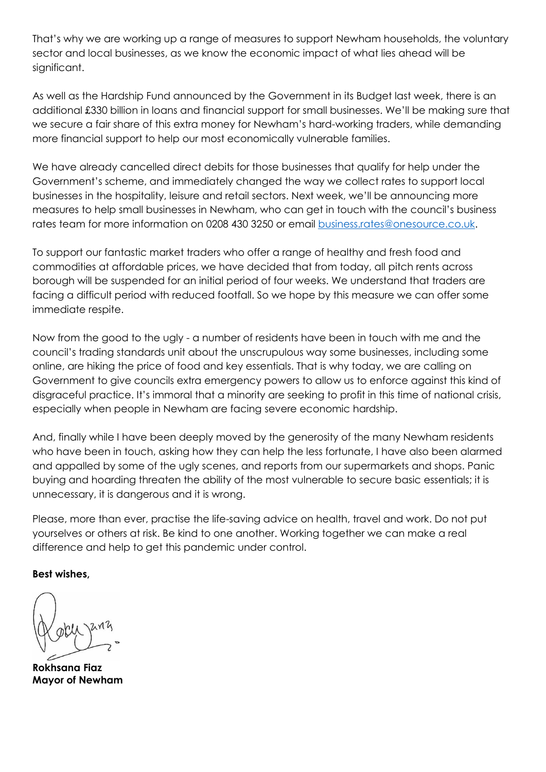That's why we are working up a range of measures to support Newham households, the voluntary sector and local businesses, as we know the economic impact of what lies ahead will be significant.

As well as the Hardship Fund announced by the Government in its Budget last week, there is an additional £330 billion in loans and financial support for small businesses. We'll be making sure that we secure a fair share of this extra money for Newham's hard-working traders, while demanding more financial support to help our most economically vulnerable families.

We have already cancelled direct debits for those businesses that qualify for help under the Government's scheme, and immediately changed the way we collect rates to support local businesses in the hospitality, leisure and retail sectors. Next week, we'll be announcing more measures to help small businesses in Newham, who can get in touch with the council's business rates team for more information on 0208 430 3250 or email [business.rates@onesource.co.uk](mailto:business.rates@onesource.co.uk).

To support our fantastic market traders who offer a range of healthy and fresh food and commodities at affordable prices, we have decided that from today, all pitch rents across borough will be suspended for an initial period of four weeks. We understand that traders are facing a difficult period with reduced footfall. So we hope by this measure we can offer some immediate respite.

Now from the good to the ugly - a number of residents have been in touch with me and the council's trading standards unit about the unscrupulous way some businesses, including some online, are hiking the price of food and key essentials. That is why today, we are calling on Government to give councils extra emergency powers to allow us to enforce against this kind of disgraceful practice. It's immoral that a minority are seeking to profit in this time of national crisis, especially when people in Newham are facing severe economic hardship.

And, finally while I have been deeply moved by the generosity of the many Newham residents who have been in touch, asking how they can help the less fortunate, I have also been alarmed and appalled by some of the ugly scenes, and reports from our supermarkets and shops. Panic buying and hoarding threaten the ability of the most vulnerable to secure basic essentials; it is unnecessary, it is dangerous and it is wrong.

Please, more than ever, practise the life-saving advice on health, travel and work. Do not put yourselves or others at risk. Be kind to one another. Working together we can make a real difference and help to get this pandemic under control.

**Best wishes,**

**Rokhsana Fiaz**
**Mayor of Newham**